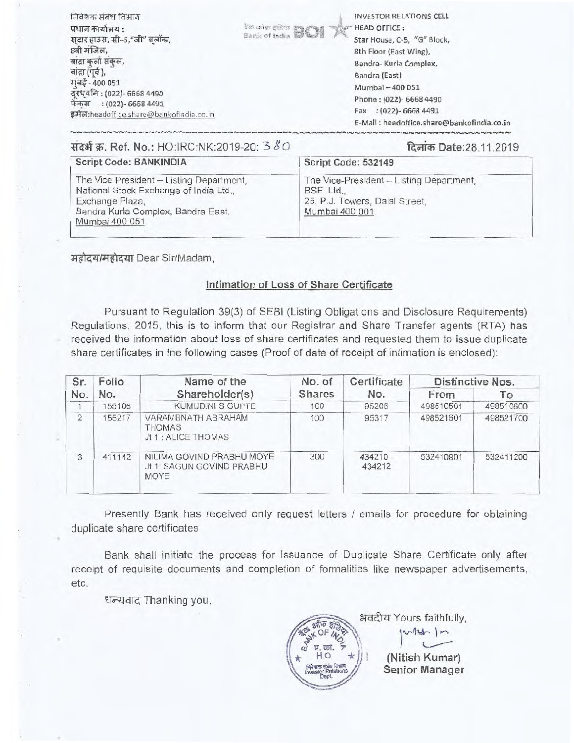निवेशक संबंध विभाग
प्रधान कार्यालय :
स्टार हाउस, सी-5,"जी" ब्लॉक,
8वी मंजिल,
बांद्रा कुर्ला संकुल,
बांद्रा (पूर्व ),
मुंबई - 400 051
दूरध्वनि : (022)- 6668 4490
फेक्स : (022)- 6668 4491
इमेल:headoffice.share@bankofindia.co.in

INVESTOR RELATIONS CELL
HEAD OFFICE :
Star House, C-5, "G" Block,
8th Floor (East Wing),
Bandra- Kurla Complex,
Bandra (East)
Mumbai – 400 051
Phone : (022)- 6668 4490
Fax : (022)- 6668 4491
E-Mail : headoffice.share@bankofindia.co.in

संदर्भ क्र. Ref. No.: HO:IRC:NK:2019-20: 380

दिनांक Date:28.11.2019

| Script Code: BANKINDIA | Script Code: 532149 |
|---|---|
| The Vice President – Listing Department, National Stock Exchange of India Ltd., Exchange Plaza, Bandra Kurla Complex, Bandra East, Mumbai 400 051 | The Vice-President – Listing Department, BSE Ltd., 25, P.J. Towers, Dalal Street, Mumbai 400 001 |

महोदय/महोदया Dear Sir/Madam,

## Intimation of Loss of Share Certificate

Pursuant to Regulation 39(3) of SEBI (Listing Obligations and Disclosure Requirements) Regulations, 2015, this is to inform that our Registrar and Share Transfer agents (RTA) has received the information about loss of share certificates and requested them to issue duplicate share certificates in the following cases (Proof of date of receipt of intimation is enclosed):

| Sr. No. | Folio No. | Name of the Shareholder(s) | No. of Shares | Certificate No. | Distinctive Nos. | |
|---|---|---|---|---|---|---|
| | | | | | From | To |
| 1 | 155106 | KUMUDINI S GUPTE | 100 | 95206 | 498510501 | 498510600 |
| 2 | 155217 | VARAMBNATH ABRAHAM THOMAS Jt 1 : ALICE THOMAS | 100 | 95317 | 498521601 | 498521700 |
| 3 | 411142 | NILIMA GOVIND PRABHU MOYE Jt 1: SAGUN GOVIND PRABHU MOYE | 300 | 434210 - 434212 | 532410901 | 532411200 |

Presently Bank has received only request letters / emails for procedure for obtaining duplicate share certificates

Bank shall initiate the process for Issuance of Duplicate Share Certificate only after receipt of requisite documents and completion of formalities like newspaper advertisements, etc.

धन्यवाद Thanking you,

भवदीय Yours faithfully,

(Nitish Kumar)
Senior Manager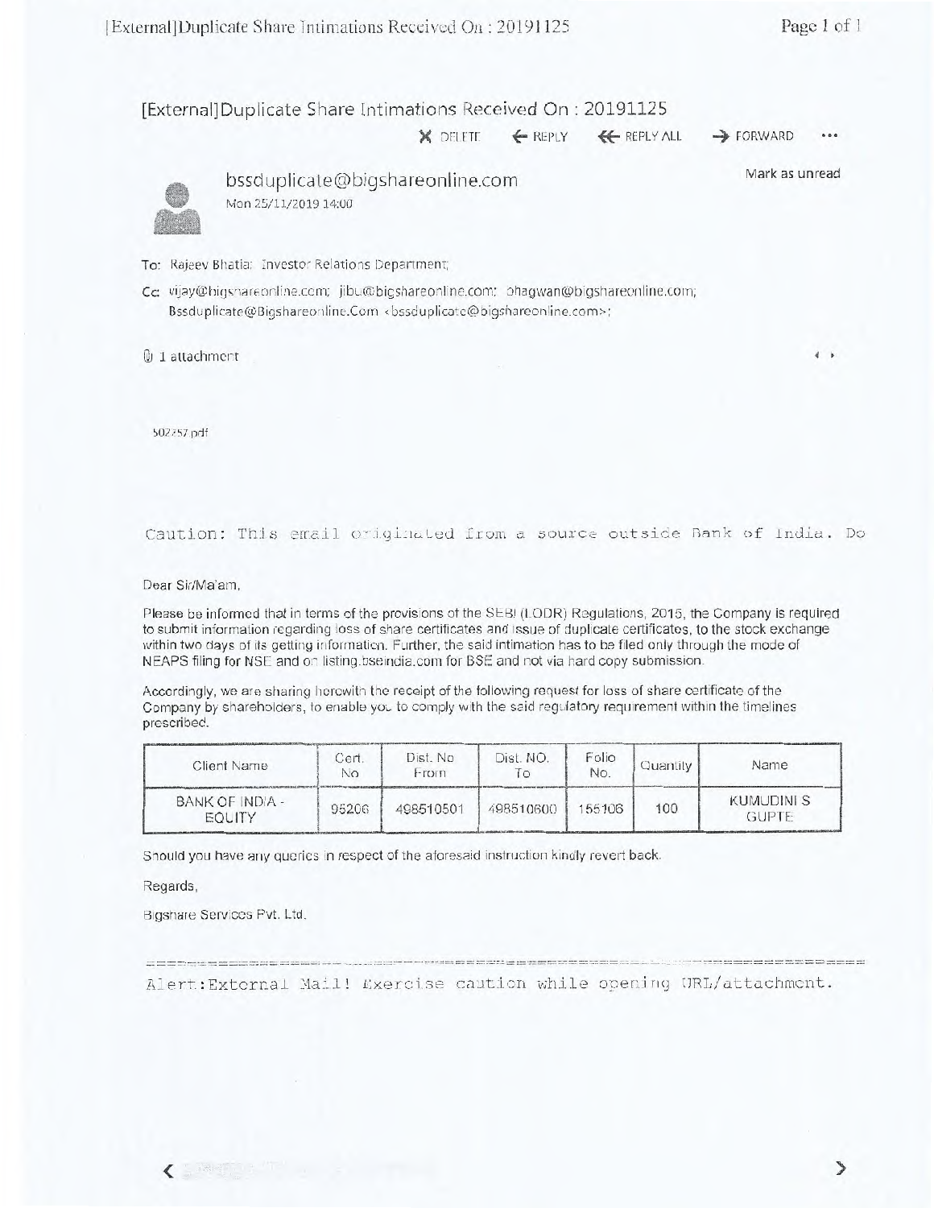# [External]Duplicate Share Intimations Received On : 20191125

✕ DELETE ← REPLY ⇐ REPLY ALL → FORWARD •••

**bssduplicate@bigshareonline.com**
Mon 25/11/2019 14:00

Mark as unread

To: Rajeev Bhatia; Investor Relations Department;

Cc: vijay@bigshareonline.com; jibu@bigshareonline.com; bhagwan@bigshareonline.com; Bssduplicate@Bigshareonline.Com <bssduplicate@bigshareonline.com>;

1 attachment

502257.pdf

```
Caution: This email originated from a source outside Bank of India. Do
```

Dear Sir/Ma'am,

Please be informed that in terms of the provisions of the SEBI (LODR) Regulations, 2015, the Company is required to submit information regarding loss of share certificates and issue of duplicate certificates, to the stock exchange within two days of its getting information. Further, the said intimation has to be filed only through the mode of NEAPS filing for NSE and on listing.bseindia.com for BSE and not via hard copy submission.

Accordingly, we are sharing herewith the receipt of the following request for loss of share certificate of the Company by shareholders, to enable you to comply with the said regulatory requirement within the timelines prescribed.

| Client Name | Cert. No | Dist. No From | Dist. NO. To | Folio No. | Quantity | Name |
|---|---|---|---|---|---|---|
| BANK OF INDIA - EQUITY | 95206 | 498510501 | 498510600 | 155106 | 100 | KUMUDINI S GUPTE |

Should you have any queries in respect of the aforesaid instruction kindly revert back.

Regards,

Bigshare Services Pvt. Ltd.

```
Alert:External Mail! Exercise caution while opening URL/attachment.
```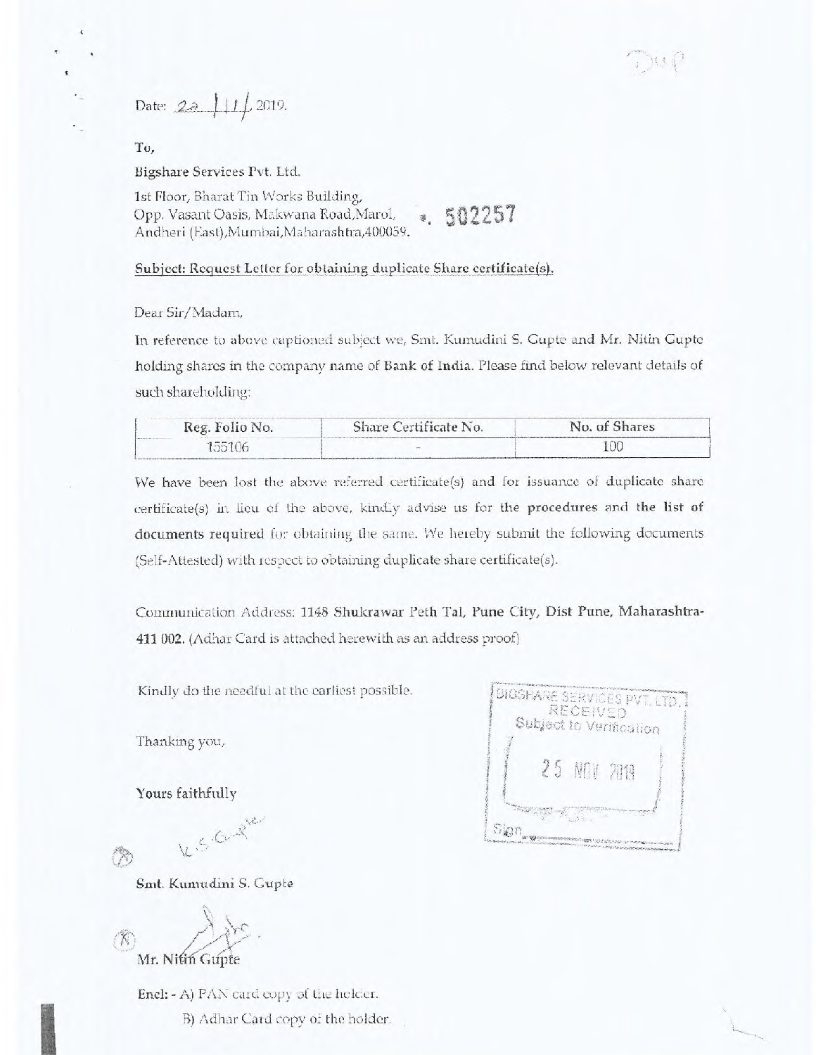Dup

Date: 22 / 11 / 2019.

To,

Bigshare Services Pvt. Ltd.

1st Floor, Bharat Tin Works Building,
Opp. Vasant Oasis, Makwana Road, Marol,
Andheri (East), Mumbai, Maharashtra, 400059.

502257

**Subject: Request Letter for obtaining duplicate Share certificate(s).**

Dear Sir/Madam,

In reference to above captioned subject we, Smt. Kumudini S. Gupte and Mr. Nitin Gupte holding shares in the company name of **Bank of India**. Please find below relevant details of such shareholding:

| Reg. Folio No. | Share Certificate No. | No. of Shares |
|---|---|---|
| 155106 | - | 100 |

We have been lost the above referred certificate(s) and for issuance of duplicate share certificate(s) in lieu of the above, kindly advise us for **the procedures** and **the list of documents required** for obtaining the same. We hereby submit the following documents (Self-Attested) with respect to obtaining duplicate share certificate(s).

Communication Address: **1148 Shukrawar Peth Tal, Pune City, Dist Pune, Maharashtra-411 002.** (Adhar Card is attached herewith as an address proof)

Kindly do the needful at the earliest possible.

BIGSHARE SERVICES PVT. LTD.
RECEIVED
Subject to Verification
25 NOV 2019
Sign

Thanking you,

**Yours faithfully**

K.S. Gupte

**Smt. Kumudini S. Gupte**

Mr. Nitin Gupte

**Encl:** - A) PAN card copy of the holder.

B) Adhar Card copy of the holder.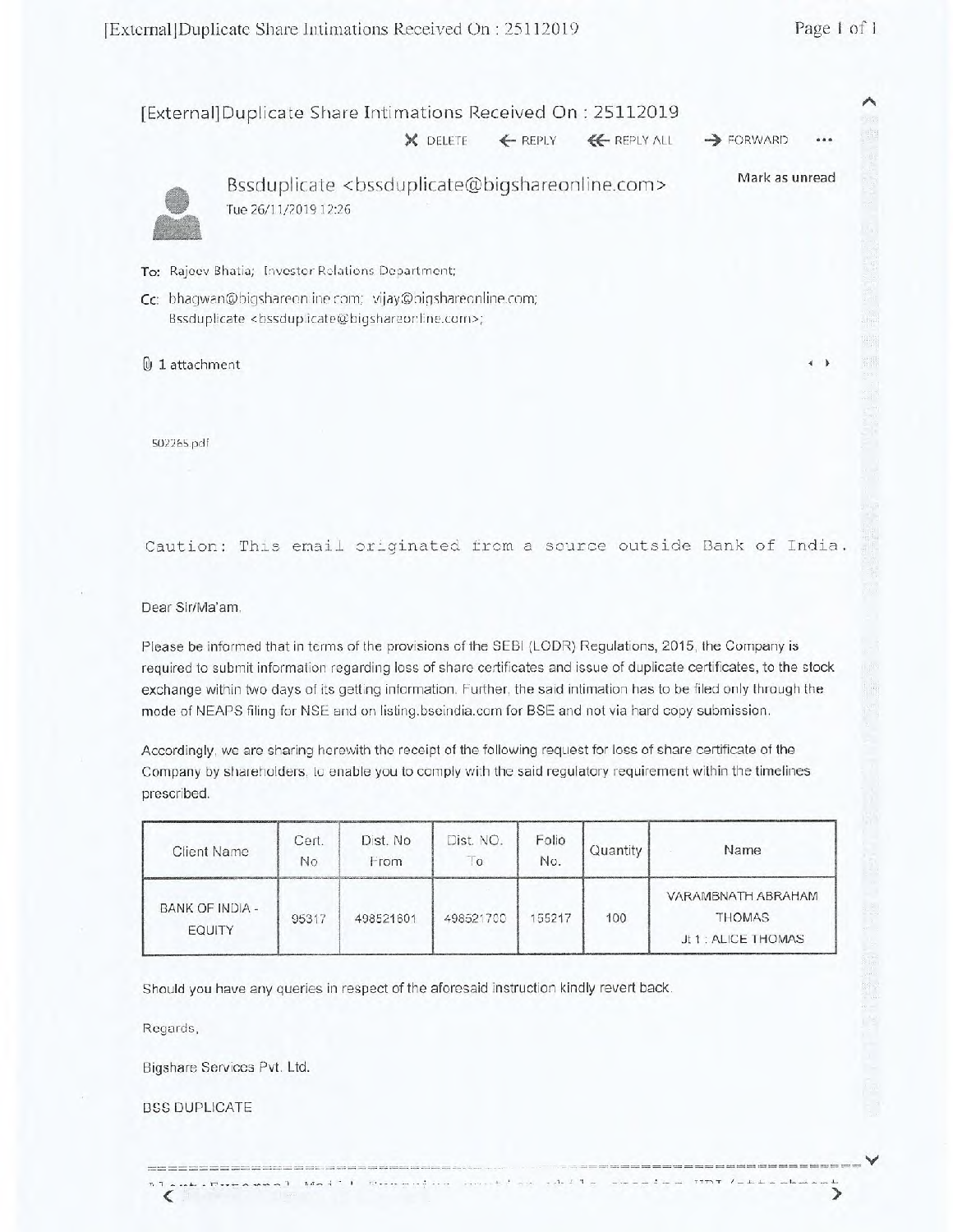# [External]Duplicate Share Intimations Received On : 25112019

DELETE  REPLY  REPLY ALL  FORWARD  ...

Bssduplicate <bssduplicate@bigshareonline.com>

Tue 26/11/2019 12:26

Mark as unread

**To:** Rajeev Bhatia; Investor Relations Department;

**Cc:** bhagwan@bigshareonline.com; vijay@bigshareonline.com; Bssduplicate <bssduplicate@bigshareonline.com>;

1 attachment

502265.pdf

Caution: This email originated from a source outside Bank of India.

Dear Sir/Ma'am,

Please be informed that in terms of the provisions of the SEBI (LODR) Regulations, 2015, the Company is required to submit information regarding loss of share certificates and issue of duplicate certificates, to the stock exchange within two days of its getting information. Further, the said intimation has to be filed only through the mode of NEAPS filing for NSE and on listing.bseindia.com for BSE and not via hard copy submission.

Accordingly, we are sharing herewith the receipt of the following request for loss of share certificate of the Company by shareholders, to enable you to comply with the said regulatory requirement within the timelines prescribed.

| Client Name | Cert. No | Dist. No From | Dist. NO. To | Folio No. | Quantity | Name |
|---|---|---|---|---|---|---|
| BANK OF INDIA - EQUITY | 95317 | 498521601 | 498521700 | 165217 | 100 | VARAMBNATH ABRAHAM THOMAS Jt 1 : ALICE THOMAS |

Should you have any queries in respect of the aforesaid instruction kindly revert back.

Regards,

Bigshare Services Pvt. Ltd.

BSS DUPLICATE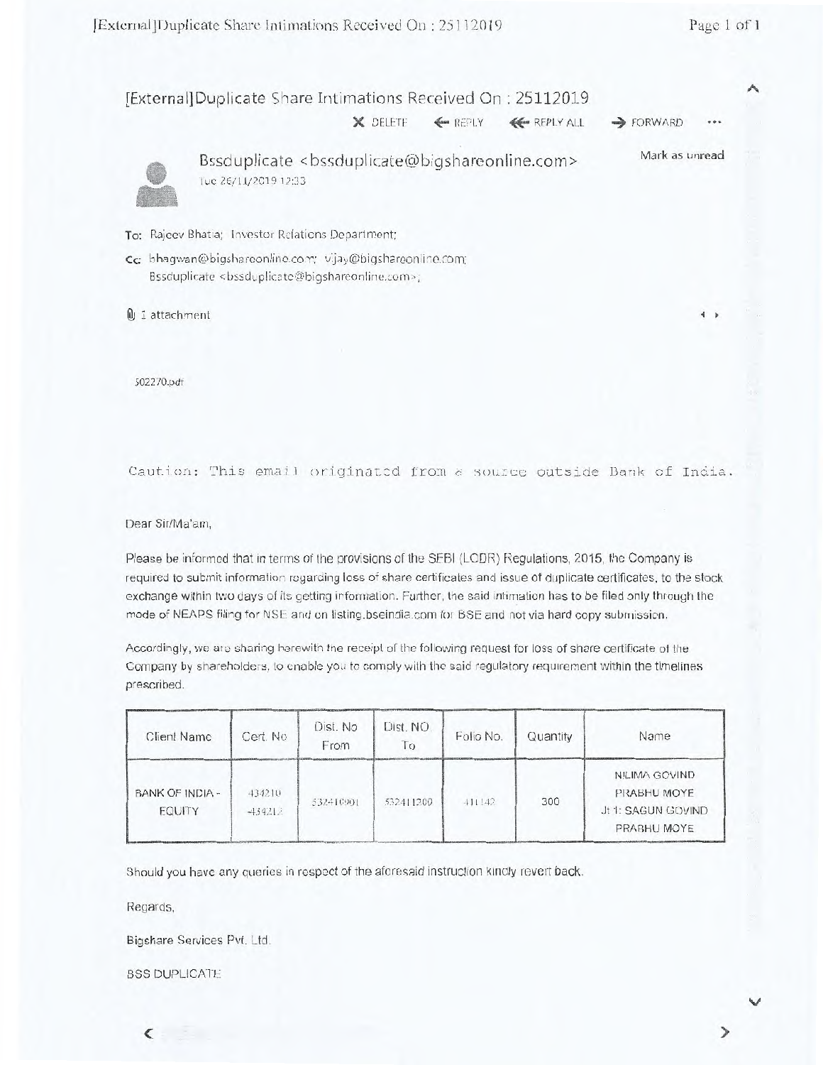# [External]Duplicate Share Intimations Received On : 25112019

X DELETE ← REPLY ↞ REPLY ALL → FORWARD ...

Bssduplicate <bssduplicate@bigshareonline.com>
Tue 26/11/2019 12:33

Mark as unread

To: Rajeev Bhatia; Investor Relations Department;

Cc: bhagwan@bigshareonline.com; vijay@bigshareonline.com; Bssduplicate <bssduplicate@bigshareonline.com>;

1 attachment

502270.pdf

Caution: This email originated from a source outside Bank of India.

Dear Sir/Ma'am,

Please be informed that in terms of the provisions of the SEBI (LODR) Regulations, 2015, the Company is required to submit information regarding loss of share certificates and issue of duplicate certificates, to the stock exchange within two days of its getting information. Further, the said intimation has to be filed only through the mode of NEAPS filing for NSE and on listing.bseindia.com for BSE and not via hard copy submission.

Accordingly, we are sharing herewith the receipt of the following request for loss of share certificate of the Company by shareholders, to enable you to comply with the said regulatory requirement within the timelines prescribed.

| Client Name | Cert. No | Dist. No From | Dist. NO To | Folio No. | Quantity | Name |
|---|---|---|---|---|---|---|
| BANK OF INDIA - EQUITY | 434210 -434213 | 532410901 | 532411200 | 411142 | 300 | NILIMA GOVIND PRABHU MOYE Jt 1: SAGUN GOVIND PRABHU MOYE |

Should you have any queries in respect of the aforesaid instruction kindly revert back.

Regards,

Bigshare Services Pvt. Ltd.

BSS DUPLICATE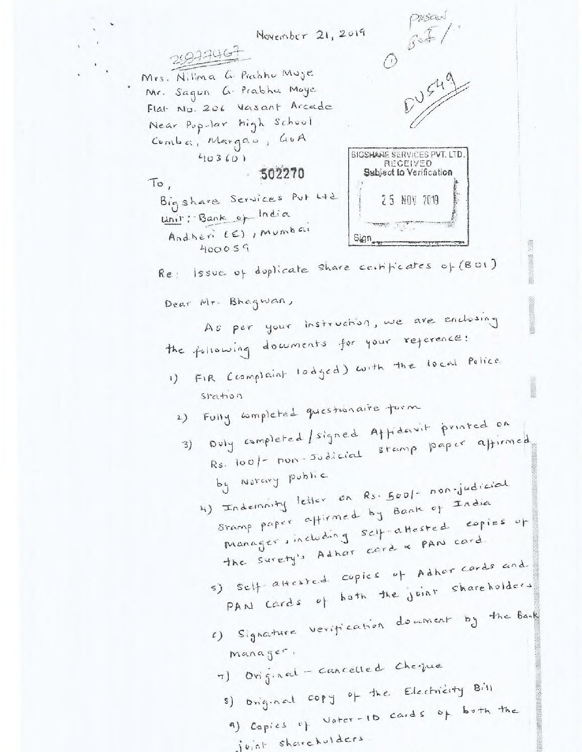November 21, 2019

Prasad
SGT /

①

DU549

20227467

Mrs. Nilima G. Prabhu Moye
Mr. Sagun G. Prabhu Moye
Flat No. 206 Vasant Arcade
Near Popular High School
Comba, Margao, GoA
403601

502270

BIGSHARE SERVICES PVT. LTD.
RECEIVED
Subject to Verification
25 NOV 2019
Sign

To,
Bigshare Services Pvt Ltd
Unit: Bank of India
Andheri (E), Mumbai
400059

Re: Issue of duplicate share certificates of (BOI)

Dear Mr. Bhagwan,

As per your instruction, we are enclosing the following documents for your reference:

1) FIR (Complaint lodged) with the local Police station
2) Fully completed questionaire form
3) Duly completed / signed Affidavit printed on Rs. 100/- non-Judicial stamp paper affirmed by Notary public
4) Indemnity letter on Rs. 500/- non-judicial stamp paper affirmed by Bank of India Manager, including self-attested copies of the surety's Adhar card & PAN card.
5) Self-attested copies of Adhar cards and PAN cards of both the joint shareholders
6) Signature verification document by the Bank manager.
7) Original - cancelled cheque
8) Original copy of the Electricity Bill
9) Copies of Voter-ID cards of both the joint shareholders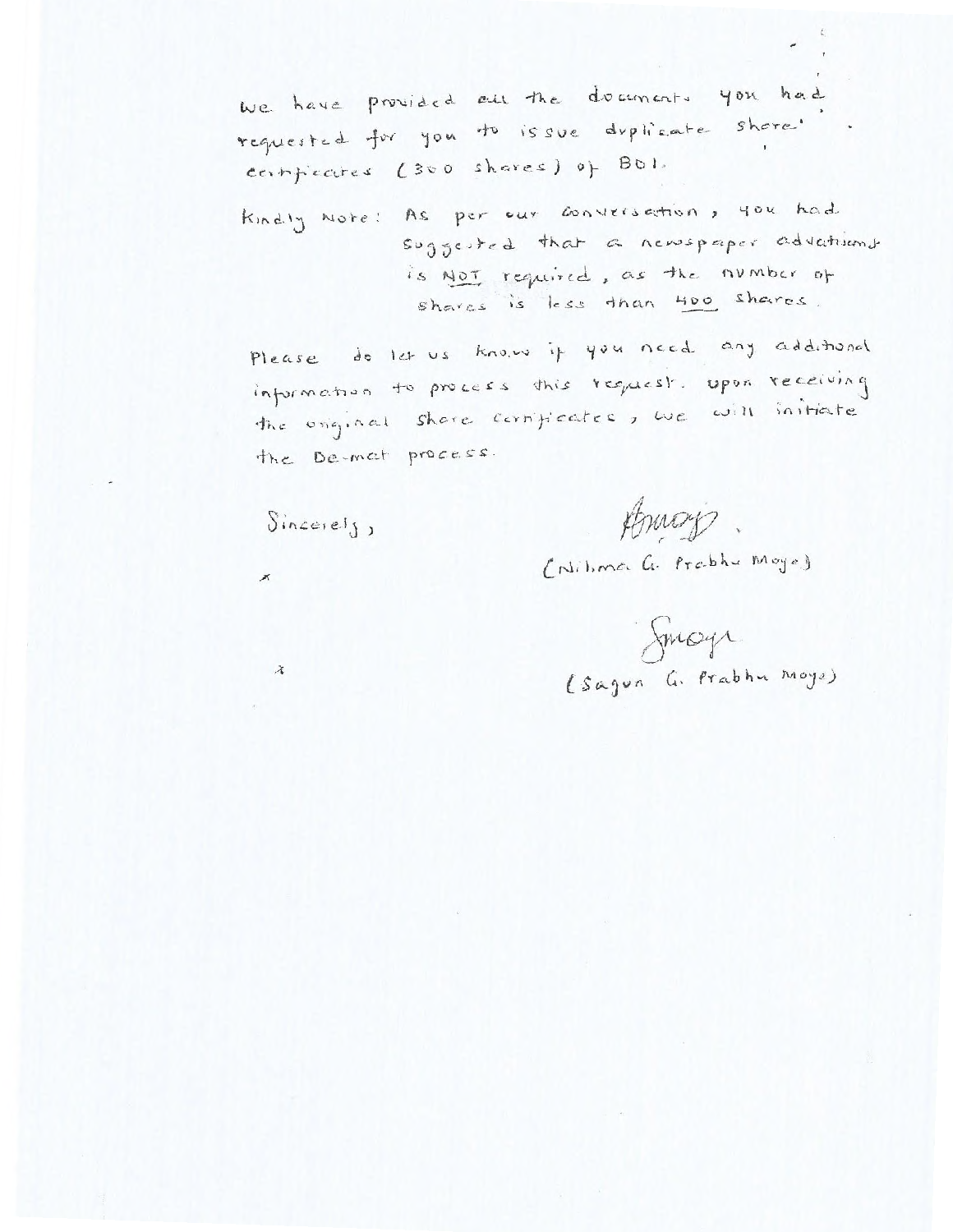We have provided all the documents you had requested for you to issue duplicate share certificates (300 shares) of BOI.

Kindly Note: As per our conversation, you had suggested that a newspaper advertisment is NOT required, as the number of shares is less than 400 shares.

Please do let us know if you need any additional information to process this request. Upon receiving the original share certificates, we will initiate the De-mat process.

Sincerely,

(Nilima G. Prabhu Moye)

(Sagun G. Prabhu Moye)